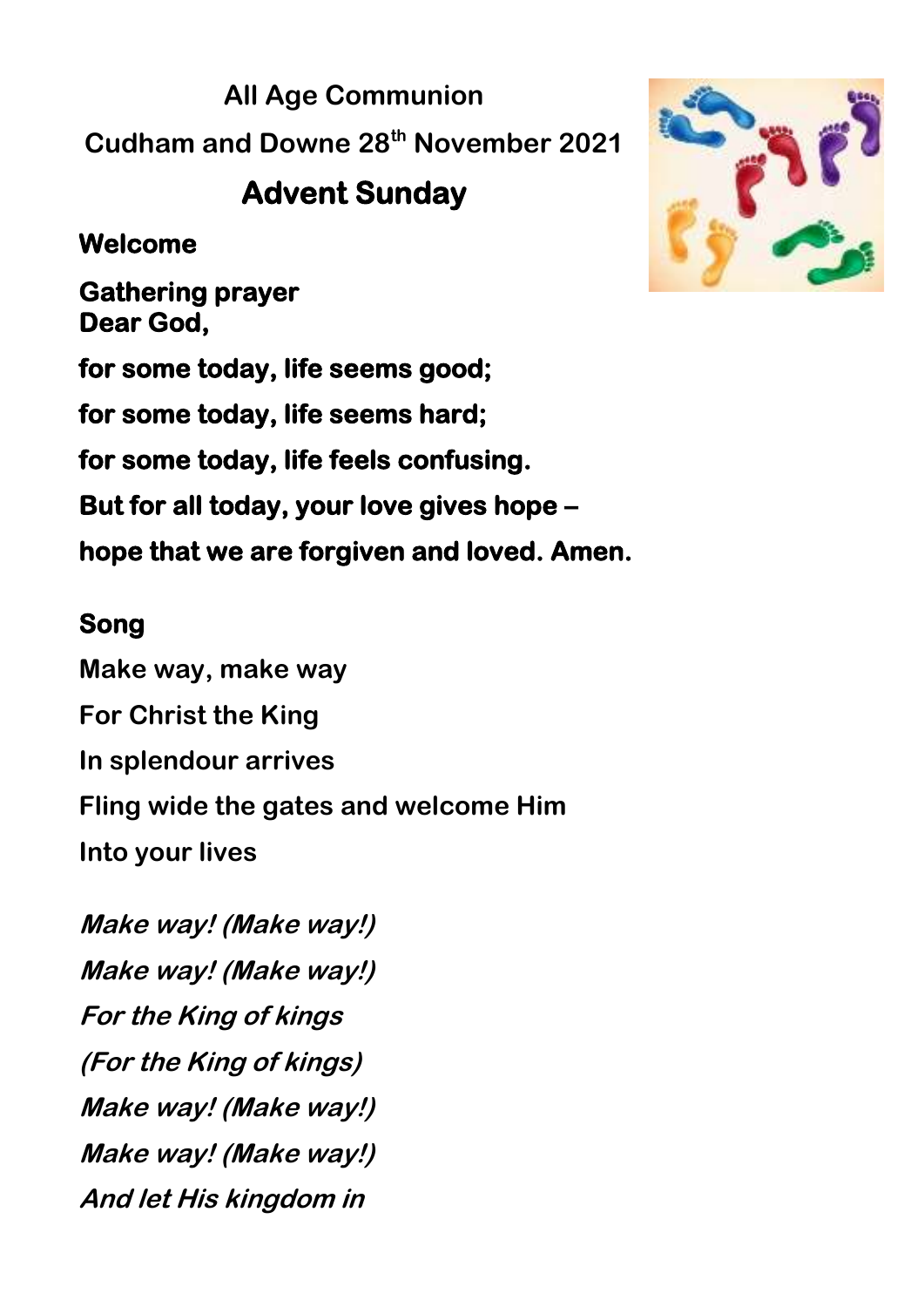# All Age Communion

## Cudham and Downe 28th November 2021

## Advent Sunday

**Welcome**

**Gathering prayer**
**Dear God,**

**for some today, life seems good;**

**for some today, life seems hard;**

**for some today, life feels confusing.**

**But for all today, your love gives hope –**

**hope that we are forgiven and loved. Amen.**

**Song**

Make way, make way

For Christ the King

In splendour arrives

Fling wide the gates and welcome Him

Into your lives

*Make way! (Make way!)*

*Make way! (Make way!)*

*For the King of kings*

*(For the King of kings)*

*Make way! (Make way!)*

*Make way! (Make way!)*

*And let His kingdom in*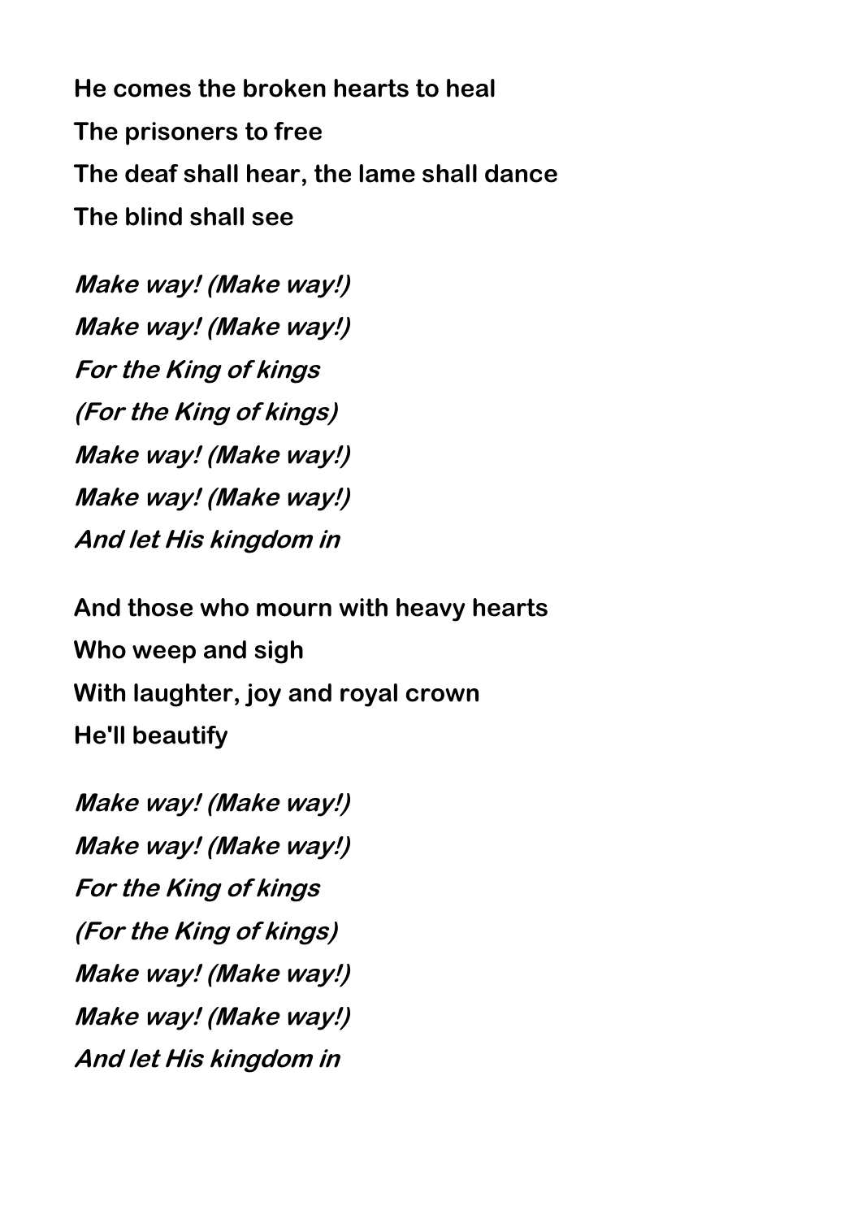**He comes the broken hearts to heal**
**The prisoners to free**
**The deaf shall hear, the lame shall dance**
**The blind shall see**

***Make way! (Make way!)***
***Make way! (Make way!)***
***For the King of kings***
***(For the King of kings)***
***Make way! (Make way!)***
***Make way! (Make way!)***
***And let His kingdom in***

**And those who mourn with heavy hearts**
**Who weep and sigh**
**With laughter, joy and royal crown**
**He'll beautify**

***Make way! (Make way!)***
***Make way! (Make way!)***
***For the King of kings***
***(For the King of kings)***
***Make way! (Make way!)***
***Make way! (Make way!)***
***And let His kingdom in***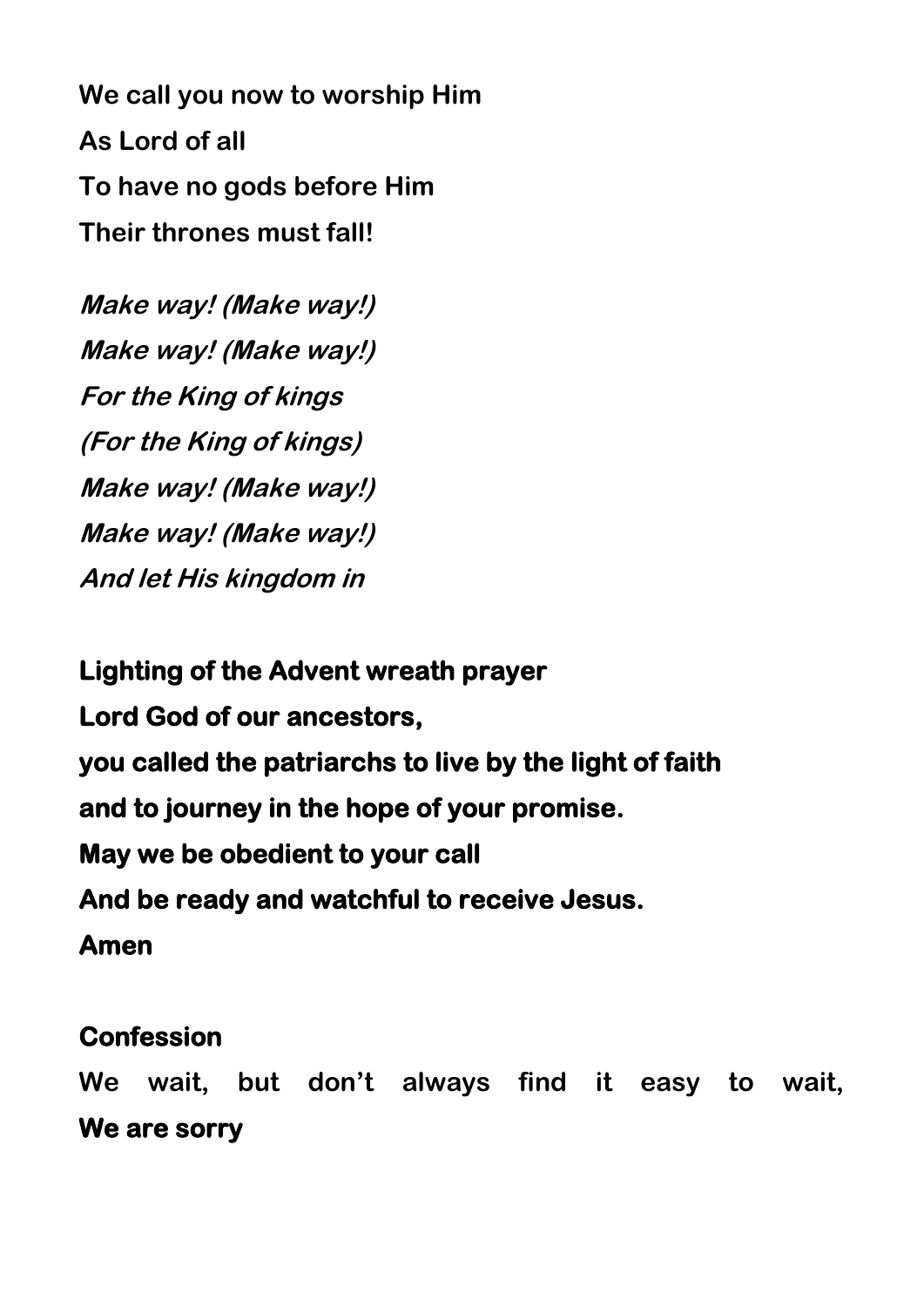**We call you now to worship Him**
**As Lord of all**
**To have no gods before Him**
**Their thrones must fall!**

***Make way! (Make way!)***
***Make way! (Make way!)***
***For the King of kings***
***(For the King of kings)***
***Make way! (Make way!)***
***Make way! (Make way!)***
***And let His kingdom in***

**Lighting of the Advent wreath prayer**
**Lord God of our ancestors,**
**you called the patriarchs to live by the light of faith**
**and to journey in the hope of your promise.**
**May we be obedient to your call**
**And be ready and watchful to receive Jesus.**
**Amen**

**Confession**
We wait, but don't always find it easy to wait,
**We are sorry**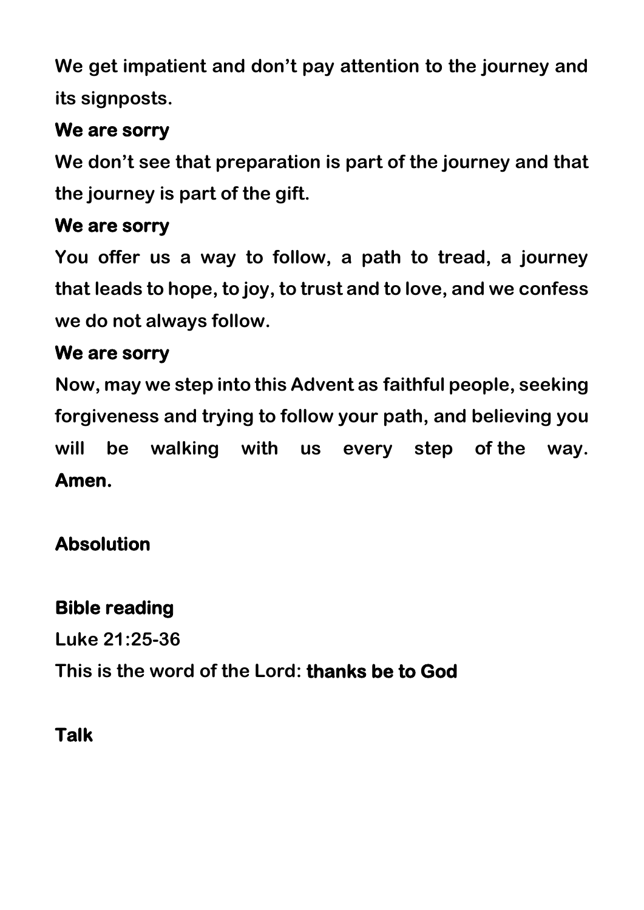We get impatient and don't pay attention to the journey and its signposts.

**We are sorry**

We don't see that preparation is part of the journey and that the journey is part of the gift.

**We are sorry**

You offer us a way to follow, a path to tread, a journey that leads to hope, to joy, to trust and to love, and we confess we do not always follow.

**We are sorry**

Now, may we step into this Advent as faithful people, seeking forgiveness and trying to follow your path, and believing you will be walking with us every step of the way. **Amen.**

**Absolution**

**Bible reading**

Luke 21:25-36

This is the word of the Lord: **thanks be to God**

**Talk**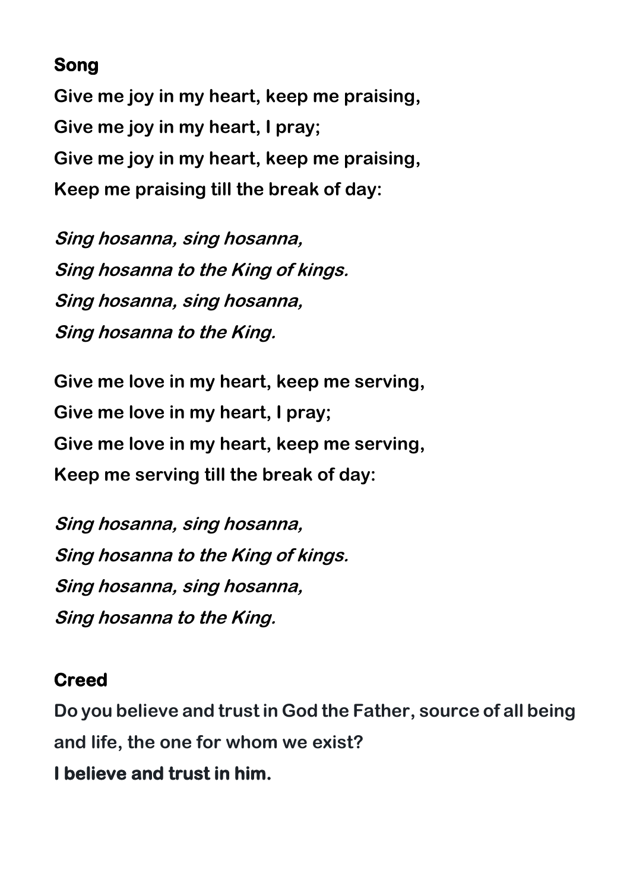## Song

**Give me joy in my heart, keep me praising,**
**Give me joy in my heart, I pray;**
**Give me joy in my heart, keep me praising,**
**Keep me praising till the break of day:**

***Sing hosanna, sing hosanna,***
***Sing hosanna to the King of kings.***
***Sing hosanna, sing hosanna,***
***Sing hosanna to the King.***

**Give me love in my heart, keep me serving,**
**Give me love in my heart, I pray;**
**Give me love in my heart, keep me serving,**
**Keep me serving till the break of day:**

***Sing hosanna, sing hosanna,***
***Sing hosanna to the King of kings.***
***Sing hosanna, sing hosanna,***
***Sing hosanna to the King.***

## Creed

Do you believe and trust in God the Father, source of all being and life, the one for whom we exist?

**I believe and trust in him.**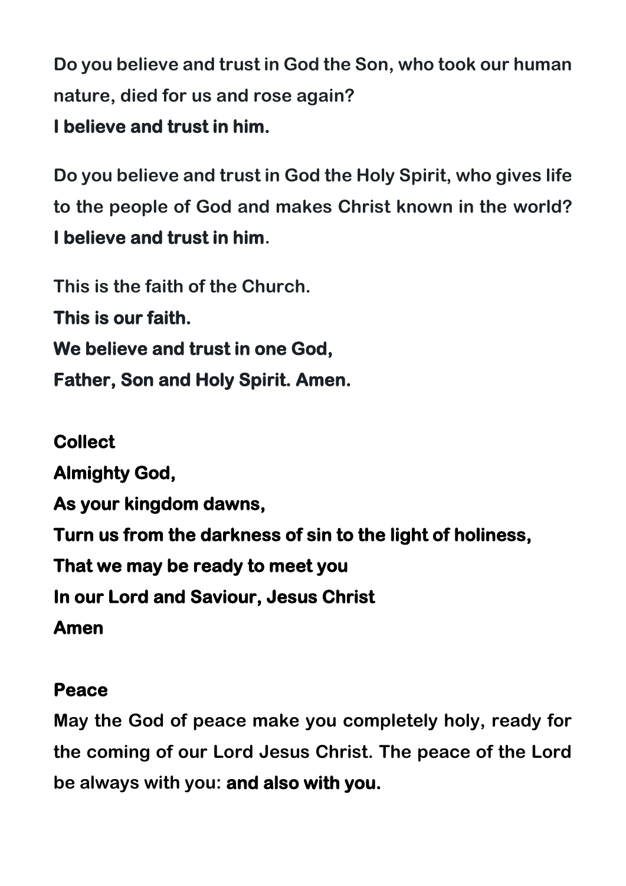Do you believe and trust in God the Son, who took our human nature, died for us and rose again?
**I believe and trust in him.**

Do you believe and trust in God the Holy Spirit, who gives life to the people of God and makes Christ known in the world?
**I believe and trust in him**.

This is the faith of the Church.
**This is our faith.**
**We believe and trust in one God,**
**Father, Son and Holy Spirit. Amen.**

**Collect**
**Almighty God,**
**As your kingdom dawns,**
**Turn us from the darkness of sin to the light of holiness,**
**That we may be ready to meet you**
**In our Lord and Saviour, Jesus Christ**
**Amen**

**Peace**
May the God of peace make you completely holy, ready for the coming of our Lord Jesus Christ. The peace of the Lord be always with you: **and also with you.**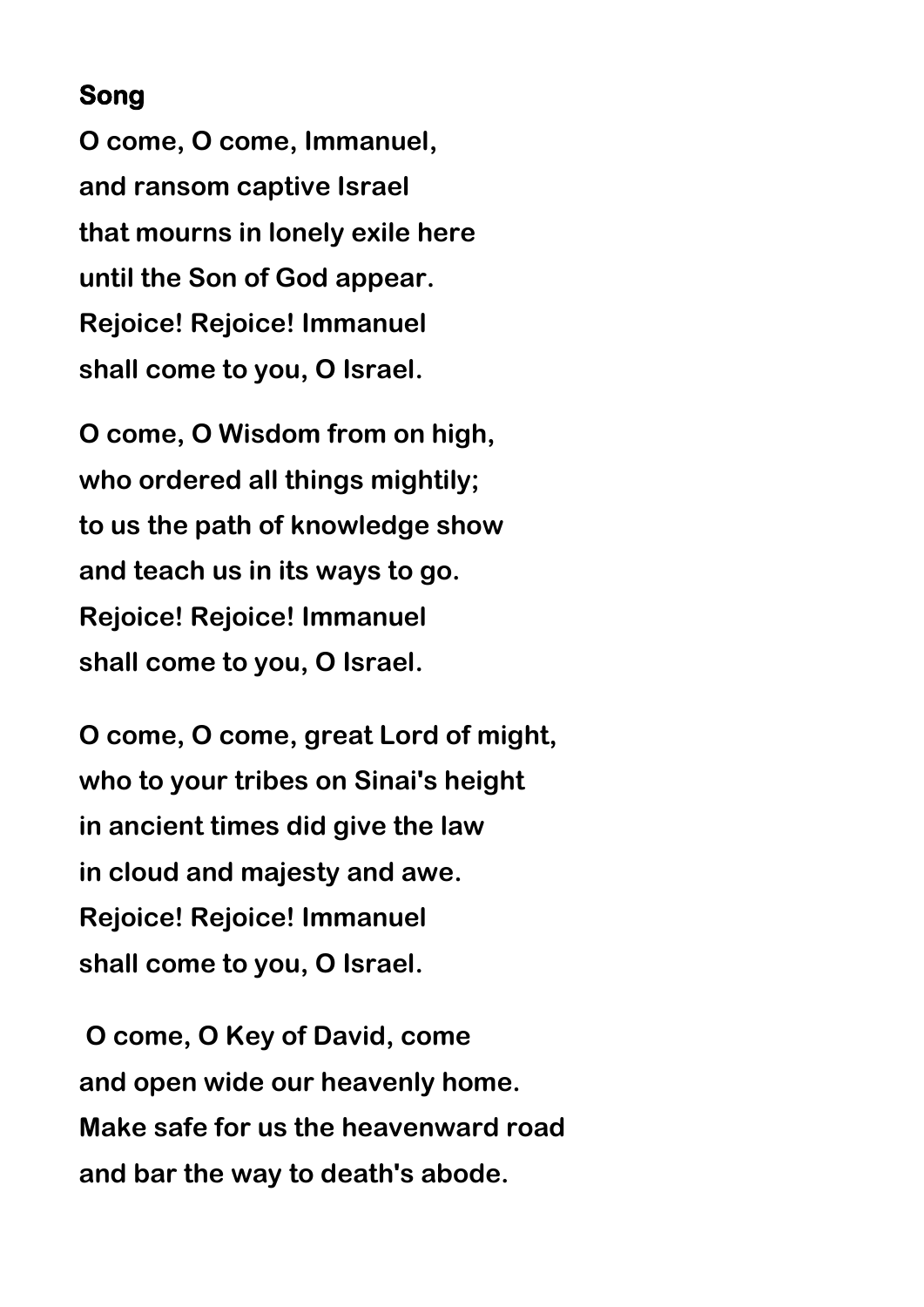**Song**

**O come, O come, Immanuel,**
**and ransom captive Israel**
**that mourns in lonely exile here**
**until the Son of God appear.**
**Rejoice! Rejoice! Immanuel**
**shall come to you, O Israel.**

**O come, O Wisdom from on high,**
**who ordered all things mightily;**
**to us the path of knowledge show**
**and teach us in its ways to go.**
**Rejoice! Rejoice! Immanuel**
**shall come to you, O Israel.**

**O come, O come, great Lord of might,**
**who to your tribes on Sinai's height**
**in ancient times did give the law**
**in cloud and majesty and awe.**
**Rejoice! Rejoice! Immanuel**
**shall come to you, O Israel.**

**O come, O Key of David, come**
**and open wide our heavenly home.**
**Make safe for us the heavenward road**
**and bar the way to death's abode.**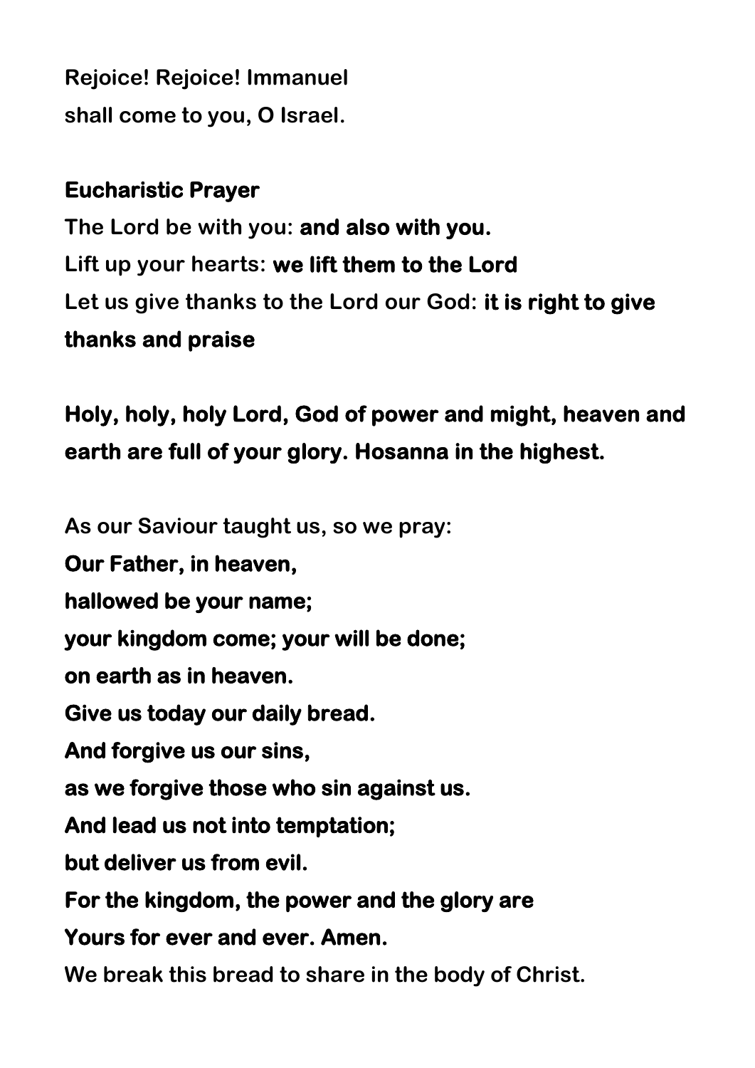**Rejoice! Rejoice! Immanuel**
**shall come to you, O Israel.**

**Eucharistic Prayer**

The Lord be with you: **and also with you.**
Lift up your hearts: **we lift them to the Lord**
Let us give thanks to the Lord our God: **it is right to give thanks and praise**

**Holy, holy, holy Lord, God of power and might, heaven and earth are full of your glory. Hosanna in the highest.**

As our Saviour taught us, so we pray:
**Our Father, in heaven,**
**hallowed be your name;**
**your kingdom come; your will be done;**
**on earth as in heaven.**
**Give us today our daily bread.**
**And forgive us our sins,**
**as we forgive those who sin against us.**
**And lead us not into temptation;**
**but deliver us from evil.**
**For the kingdom, the power and the glory are**
**Yours for ever and ever. Amen.**
We break this bread to share in the body of Christ.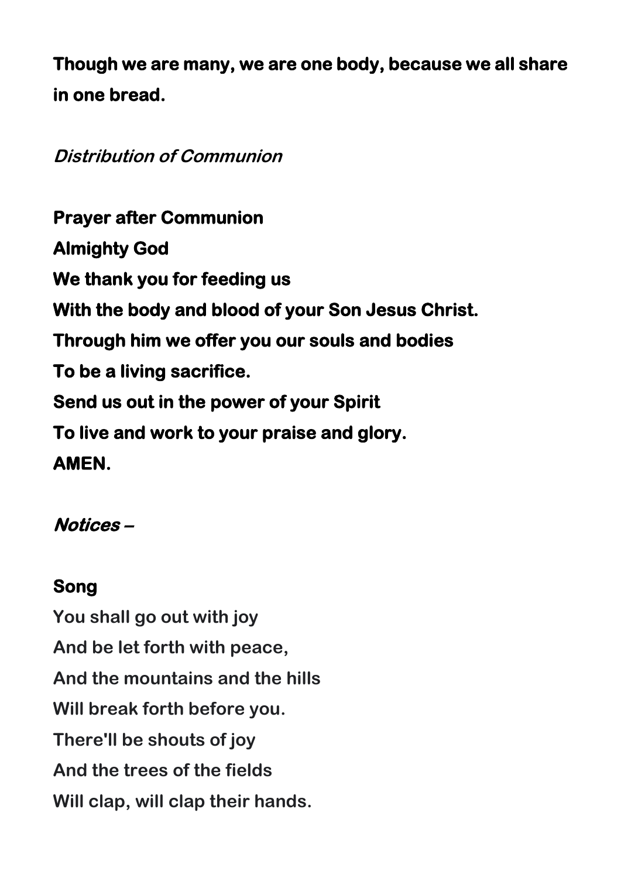**Though we are many, we are one body, because we all share in one bread.**

*Distribution of Communion*

**Prayer after Communion**
**Almighty God**
**We thank you for feeding us**
**With the body and blood of your Son Jesus Christ.**
**Through him we offer you our souls and bodies**
**To be a living sacrifice.**
**Send us out in the power of your Spirit**
**To live and work to your praise and glory.**
**AMEN.**

***Notices –***

**Song**

You shall go out with joy
And be let forth with peace,
And the mountains and the hills
Will break forth before you.
There'll be shouts of joy
And the trees of the fields
Will clap, will clap their hands.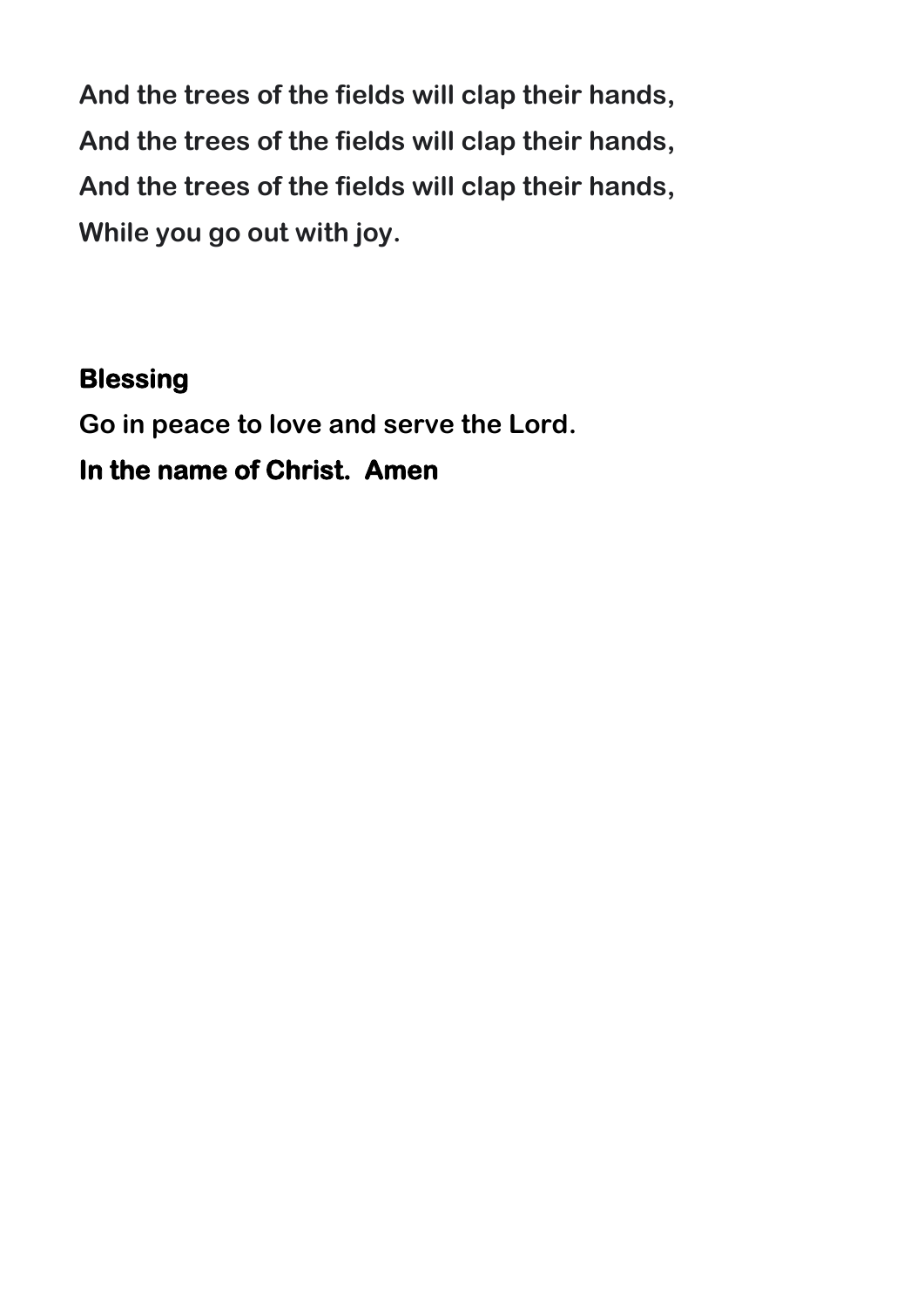**And the trees of the fields will clap their hands,**
**And the trees of the fields will clap their hands,**
**And the trees of the fields will clap their hands,**
**While you go out with joy.**

**Blessing**

**Go in peace to love and serve the Lord.**
**In the name of Christ. Amen**